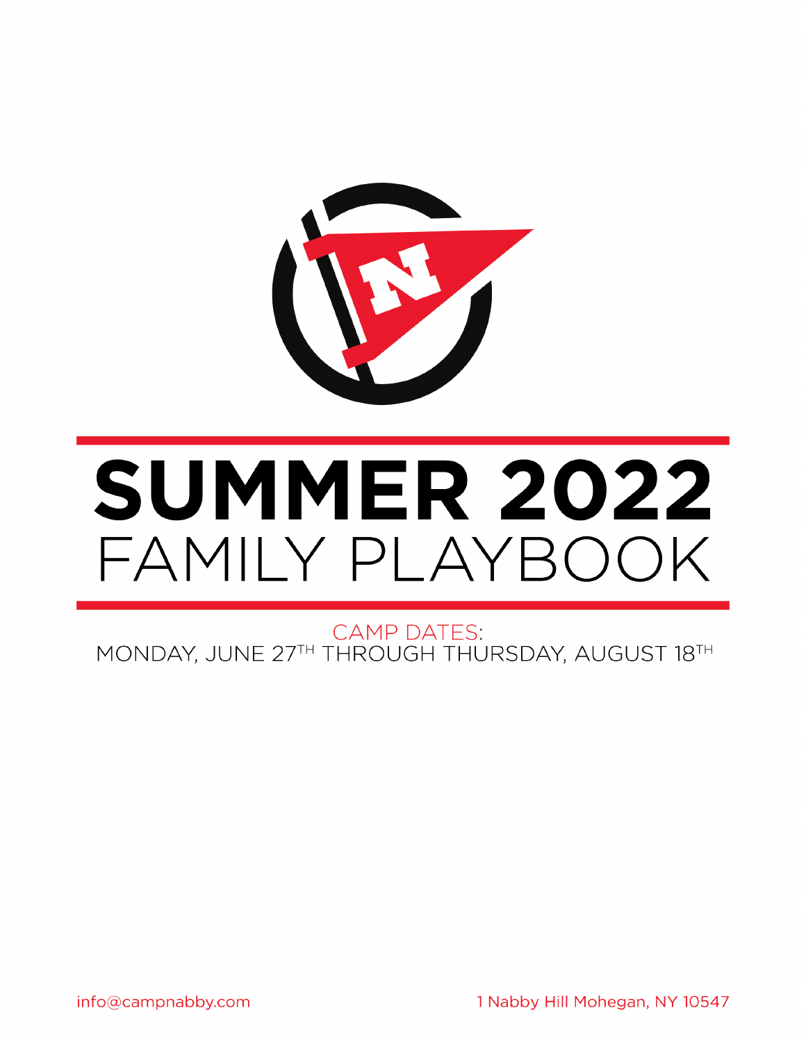# SUMMER 2022

## FAMILY PLAYBOOK

CAMP DATES:
MONDAY, JUNE 27TH THROUGH THURSDAY, AUGUST 18TH

info@campnabby.com

1 Nabby Hill Mohegan, NY 10547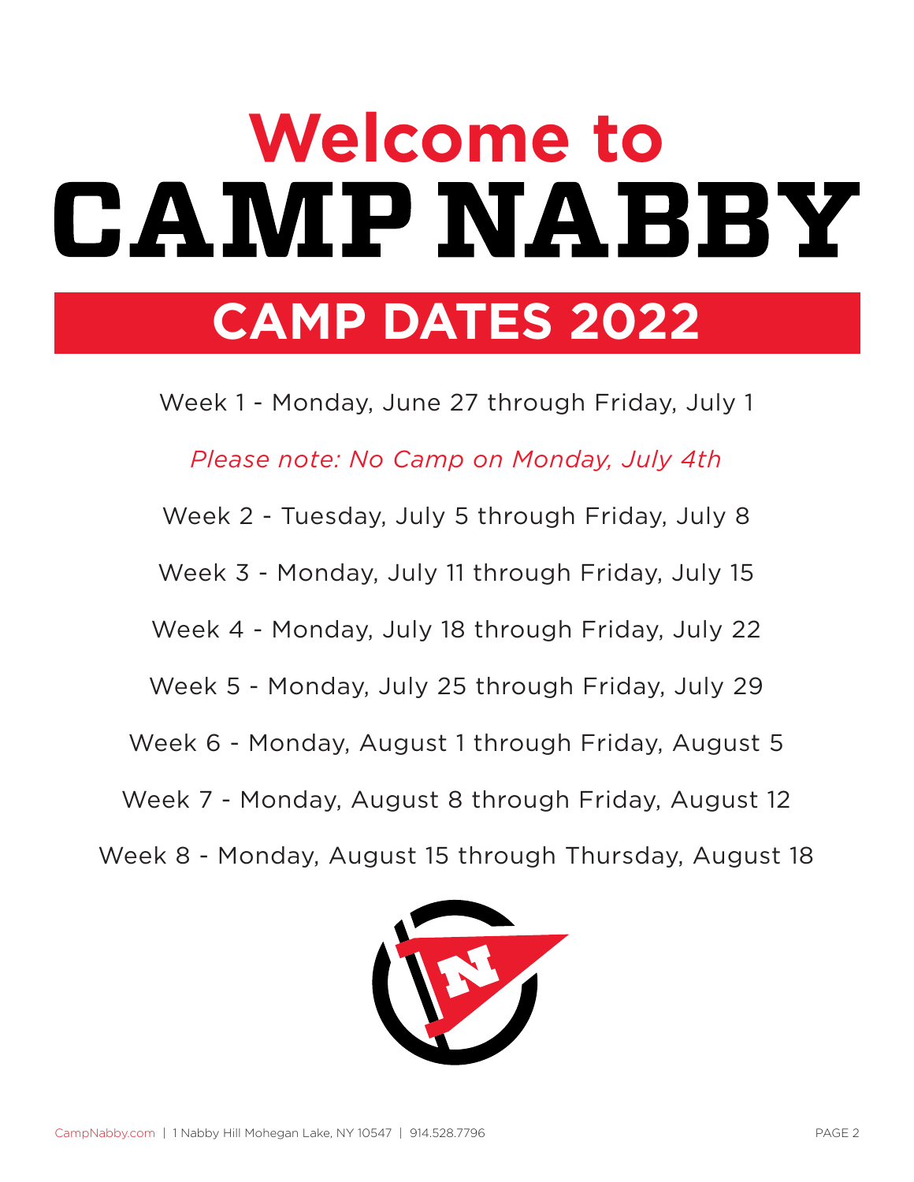# Welcome to CAMP NABBY

## CAMP DATES 2022

Week 1 - Monday, June 27 through Friday, July 1

*Please note: No Camp on Monday, July 4th*

Week 2 - Tuesday, July 5 through Friday, July 8

Week 3 - Monday, July 11 through Friday, July 15

Week 4 - Monday, July 18 through Friday, July 22

Week 5 - Monday, July 25 through Friday, July 29

Week 6 - Monday, August 1 through Friday, August 5

Week 7 - Monday, August 8 through Friday, August 12

Week 8 - Monday, August 15 through Thursday, August 18

CampNabby.com | 1 Nabby Hill Mohegan Lake, NY 10547 | 914.528.7796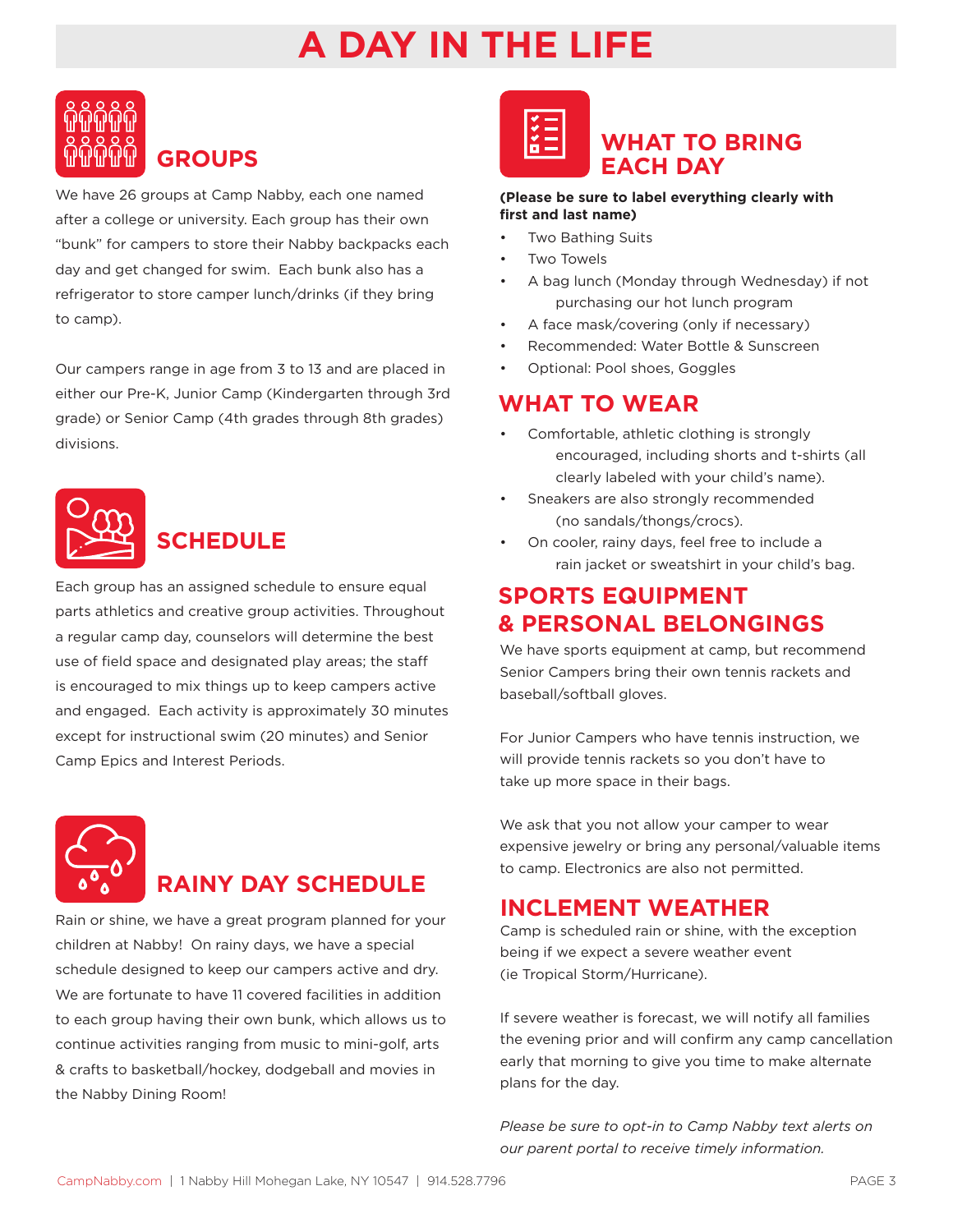# A DAY IN THE LIFE

## GROUPS

We have 26 groups at Camp Nabby, each one named after a college or university. Each group has their own "bunk" for campers to store their Nabby backpacks each day and get changed for swim. Each bunk also has a refrigerator to store camper lunch/drinks (if they bring to camp).

Our campers range in age from 3 to 13 and are placed in either our Pre-K, Junior Camp (Kindergarten through 3rd grade) or Senior Camp (4th grades through 8th grades) divisions.

## SCHEDULE

Each group has an assigned schedule to ensure equal parts athletics and creative group activities. Throughout a regular camp day, counselors will determine the best use of field space and designated play areas; the staff is encouraged to mix things up to keep campers active and engaged. Each activity is approximately 30 minutes except for instructional swim (20 minutes) and Senior Camp Epics and Interest Periods.

## RAINY DAY SCHEDULE

Rain or shine, we have a great program planned for your children at Nabby! On rainy days, we have a special schedule designed to keep our campers active and dry. We are fortunate to have 11 covered facilities in addition to each group having their own bunk, which allows us to continue activities ranging from music to mini-golf, arts & crafts to basketball/hockey, dodgeball and movies in the Nabby Dining Room!

## WHAT TO BRING EACH DAY

**(Please be sure to label everything clearly with first and last name)**

- Two Bathing Suits
- Two Towels
- A bag lunch (Monday through Wednesday) if not purchasing our hot lunch program
- A face mask/covering (only if necessary)
- Recommended: Water Bottle & Sunscreen
- Optional: Pool shoes, Goggles

## WHAT TO WEAR

- Comfortable, athletic clothing is strongly encouraged, including shorts and t-shirts (all clearly labeled with your child's name).
- Sneakers are also strongly recommended (no sandals/thongs/crocs).
- On cooler, rainy days, feel free to include a rain jacket or sweatshirt in your child's bag.

## SPORTS EQUIPMENT & PERSONAL BELONGINGS

We have sports equipment at camp, but recommend Senior Campers bring their own tennis rackets and baseball/softball gloves.

For Junior Campers who have tennis instruction, we will provide tennis rackets so you don't have to take up more space in their bags.

We ask that you not allow your camper to wear expensive jewelry or bring any personal/valuable items to camp. Electronics are also not permitted.

## INCLEMENT WEATHER

Camp is scheduled rain or shine, with the exception being if we expect a severe weather event (ie Tropical Storm/Hurricane).

If severe weather is forecast, we will notify all families the evening prior and will confirm any camp cancellation early that morning to give you time to make alternate plans for the day.

*Please be sure to opt-in to Camp Nabby text alerts on our parent portal to receive timely information.*

CampNabby.com | 1 Nabby Hill Mohegan Lake, NY 10547 | 914.528.7796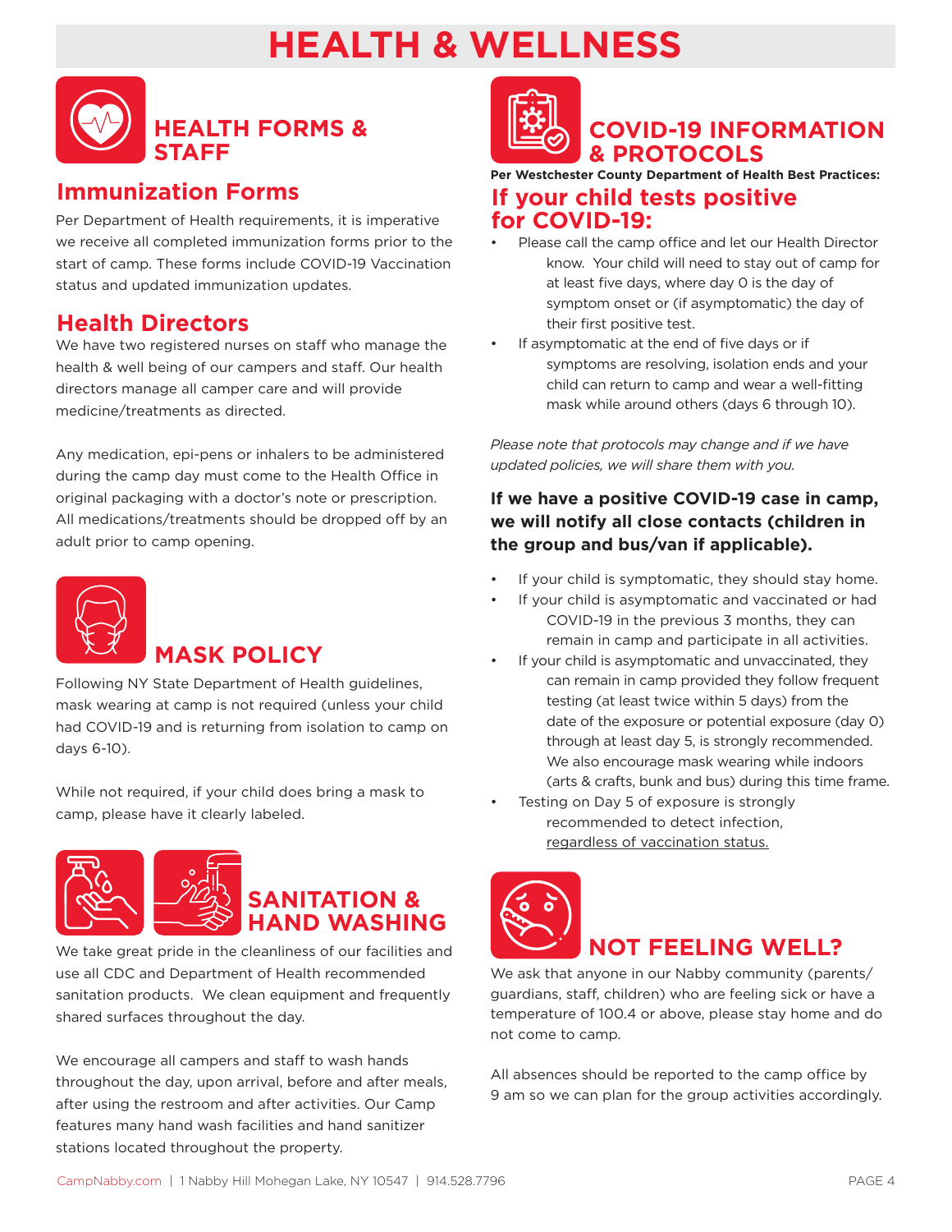# HEALTH & WELLNESS

## HEALTH FORMS & STAFF

### Immunization Forms

Per Department of Health requirements, it is imperative we receive all completed immunization forms prior to the start of camp. These forms include COVID-19 Vaccination status and updated immunization updates.

### Health Directors

We have two registered nurses on staff who manage the health & well being of our campers and staff. Our health directors manage all camper care and will provide medicine/treatments as directed.

Any medication, epi-pens or inhalers to be administered during the camp day must come to the Health Office in original packaging with a doctor's note or prescription. All medications/treatments should be dropped off by an adult prior to camp opening.

## MASK POLICY

Following NY State Department of Health guidelines, mask wearing at camp is not required (unless your child had COVID-19 and is returning from isolation to camp on days 6-10).

While not required, if your child does bring a mask to camp, please have it clearly labeled.

## SANITATION & HAND WASHING

We take great pride in the cleanliness of our facilities and use all CDC and Department of Health recommended sanitation products. We clean equipment and frequently shared surfaces throughout the day.

We encourage all campers and staff to wash hands throughout the day, upon arrival, before and after meals, after using the restroom and after activities. Our Camp features many hand wash facilities and hand sanitizer stations located throughout the property.

## COVID-19 INFORMATION & PROTOCOLS

**Per Westchester County Department of Health Best Practices:**

### If your child tests positive for COVID-19:

- Please call the camp office and let our Health Director know. Your child will need to stay out of camp for at least five days, where day 0 is the day of symptom onset or (if asymptomatic) the day of their first positive test.
- If asymptomatic at the end of five days or if symptoms are resolving, isolation ends and your child can return to camp and wear a well-fitting mask while around others (days 6 through 10).

*Please note that protocols may change and if we have updated policies, we will share them with you.*

**If we have a positive COVID-19 case in camp, we will notify all close contacts (children in the group and bus/van if applicable).**

- If your child is symptomatic, they should stay home.
- If your child is asymptomatic and vaccinated or had COVID-19 in the previous 3 months, they can remain in camp and participate in all activities.
- If your child is asymptomatic and unvaccinated, they can remain in camp provided they follow frequent testing (at least twice within 5 days) from the date of the exposure or potential exposure (day 0) through at least day 5, is strongly recommended. We also encourage mask wearing while indoors (arts & crafts, bunk and bus) during this time frame.
- Testing on Day 5 of exposure is strongly recommended to detect infection, regardless of vaccination status.

## NOT FEELING WELL?

We ask that anyone in our Nabby community (parents/guardians, staff, children) who are feeling sick or have a temperature of 100.4 or above, please stay home and do not come to camp.

All absences should be reported to the camp office by 9 am so we can plan for the group activities accordingly.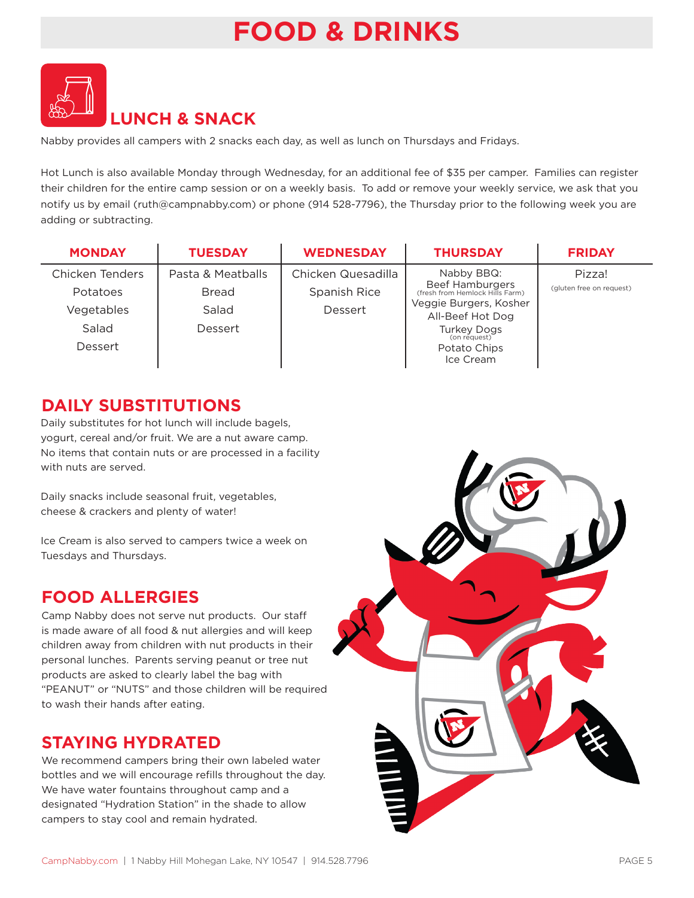# FOOD & DRINKS

## LUNCH & SNACK

Nabby provides all campers with 2 snacks each day, as well as lunch on Thursdays and Fridays.

Hot Lunch is also available Monday through Wednesday, for an additional fee of $35 per camper. Families can register their children for the entire camp session or on a weekly basis. To add or remove your weekly service, we ask that you notify us by email (ruth@campnabby.com) or phone (914 528-7796), the Thursday prior to the following week you are adding or subtracting.

| MONDAY | TUESDAY | WEDNESDAY | THURSDAY | FRIDAY |
|---|---|---|---|---|
| Chicken Tenders<br>Potatoes<br>Vegetables<br>Salad<br>Dessert | Pasta & Meatballs<br>Bread<br>Salad<br>Dessert | Chicken Quesadilla<br>Spanish Rice<br>Dessert | Nabby BBQ:<br>Beef Hamburgers (fresh from Hemlock Hills Farm)<br>Veggie Burgers, Kosher All-Beef Hot Dog<br>Turkey Dogs (on request)<br>Potato Chips<br>Ice Cream | Pizza!<br>(gluten free on request) |

## DAILY SUBSTITUTIONS

Daily substitutes for hot lunch will include bagels, yogurt, cereal and/or fruit. We are a nut aware camp. No items that contain nuts or are processed in a facility with nuts are served.

Daily snacks include seasonal fruit, vegetables, cheese & crackers and plenty of water!

Ice Cream is also served to campers twice a week on Tuesdays and Thursdays.

## FOOD ALLERGIES

Camp Nabby does not serve nut products. Our staff is made aware of all food & nut allergies and will keep children away from children with nut products in their personal lunches. Parents serving peanut or tree nut products are asked to clearly label the bag with "PEANUT" or "NUTS" and those children will be required to wash their hands after eating.

## STAYING HYDRATED

We recommend campers bring their own labeled water bottles and we will encourage refills throughout the day. We have water fountains throughout camp and a designated "Hydration Station" in the shade to allow campers to stay cool and remain hydrated.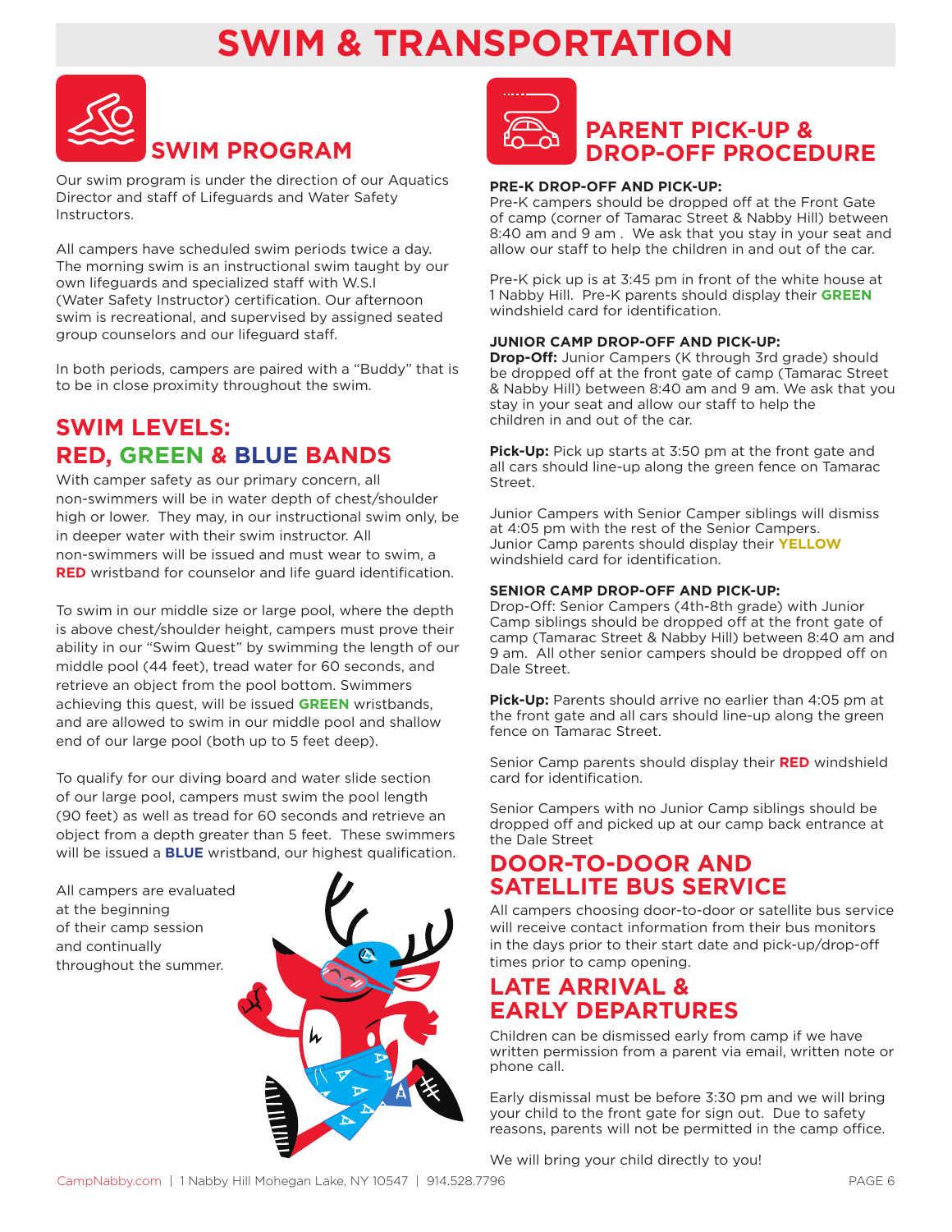# SWIM & TRANSPORTATION

## SWIM PROGRAM

Our swim program is under the direction of our Aquatics Director and staff of Lifeguards and Water Safety Instructors.

All campers have scheduled swim periods twice a day. The morning swim is an instructional swim taught by our own lifeguards and specialized staff with W.S.I (Water Safety Instructor) certification. Our afternoon swim is recreational, and supervised by assigned seated group counselors and our lifeguard staff.

In both periods, campers are paired with a "Buddy" that is to be in close proximity throughout the swim.

## SWIM LEVELS: RED, GREEN & BLUE BANDS

With camper safety as our primary concern, all non-swimmers will be in water depth of chest/shoulder high or lower. They may, in our instructional swim only, be in deeper water with their swim instructor. All non-swimmers will be issued and must wear to swim, a **RED** wristband for counselor and life guard identification.

To swim in our middle size or large pool, where the depth is above chest/shoulder height, campers must prove their ability in our "Swim Quest" by swimming the length of our middle pool (44 feet), tread water for 60 seconds, and retrieve an object from the pool bottom. Swimmers achieving this quest, will be issued **GREEN** wristbands, and are allowed to swim in our middle pool and shallow end of our large pool (both up to 5 feet deep).

To qualify for our diving board and water slide section of our large pool, campers must swim the pool length (90 feet) as well as tread for 60 seconds and retrieve an object from a depth greater than 5 feet. These swimmers will be issued a **BLUE** wristband, our highest qualification.

All campers are evaluated at the beginning of their camp session and continually throughout the summer.

## PARENT PICK-UP & DROP-OFF PROCEDURE

**PRE-K DROP-OFF AND PICK-UP:**
Pre-K campers should be dropped off at the Front Gate of camp (corner of Tamarac Street & Nabby Hill) between 8:40 am and 9 am . We ask that you stay in your seat and allow our staff to help the children in and out of the car.

Pre-K pick up is at 3:45 pm in front of the white house at 1 Nabby Hill. Pre-K parents should display their **GREEN** windshield card for identification.

**JUNIOR CAMP DROP-OFF AND PICK-UP:**
**Drop-Off:** Junior Campers (K through 3rd grade) should be dropped off at the front gate of camp (Tamarac Street & Nabby Hill) between 8:40 am and 9 am. We ask that you stay in your seat and allow our staff to help the children in and out of the car.

**Pick-Up:** Pick up starts at 3:50 pm at the front gate and all cars should line-up along the green fence on Tamarac Street.

Junior Campers with Senior Camper siblings will dismiss at 4:05 pm with the rest of the Senior Campers. Junior Camp parents should display their **YELLOW** windshield card for identification.

**SENIOR CAMP DROP-OFF AND PICK-UP:**
Drop-Off: Senior Campers (4th-8th grade) with Junior Camp siblings should be dropped off at the front gate of camp (Tamarac Street & Nabby Hill) between 8:40 am and 9 am. All other senior campers should be dropped off on Dale Street.

**Pick-Up:** Parents should arrive no earlier than 4:05 pm at the front gate and all cars should line-up along the green fence on Tamarac Street.

Senior Camp parents should display their **RED** windshield card for identification.

Senior Campers with no Junior Camp siblings should be dropped off and picked up at our camp back entrance at the Dale Street

## DOOR-TO-DOOR AND SATELLITE BUS SERVICE

All campers choosing door-to-door or satellite bus service will receive contact information from their bus monitors in the days prior to their start date and pick-up/drop-off times prior to camp opening.

## LATE ARRIVAL & EARLY DEPARTURES

Children can be dismissed early from camp if we have written permission from a parent via email, written note or phone call.

Early dismissal must be before 3:30 pm and we will bring your child to the front gate for sign out. Due to safety reasons, parents will not be permitted in the camp office.

We will bring your child directly to you!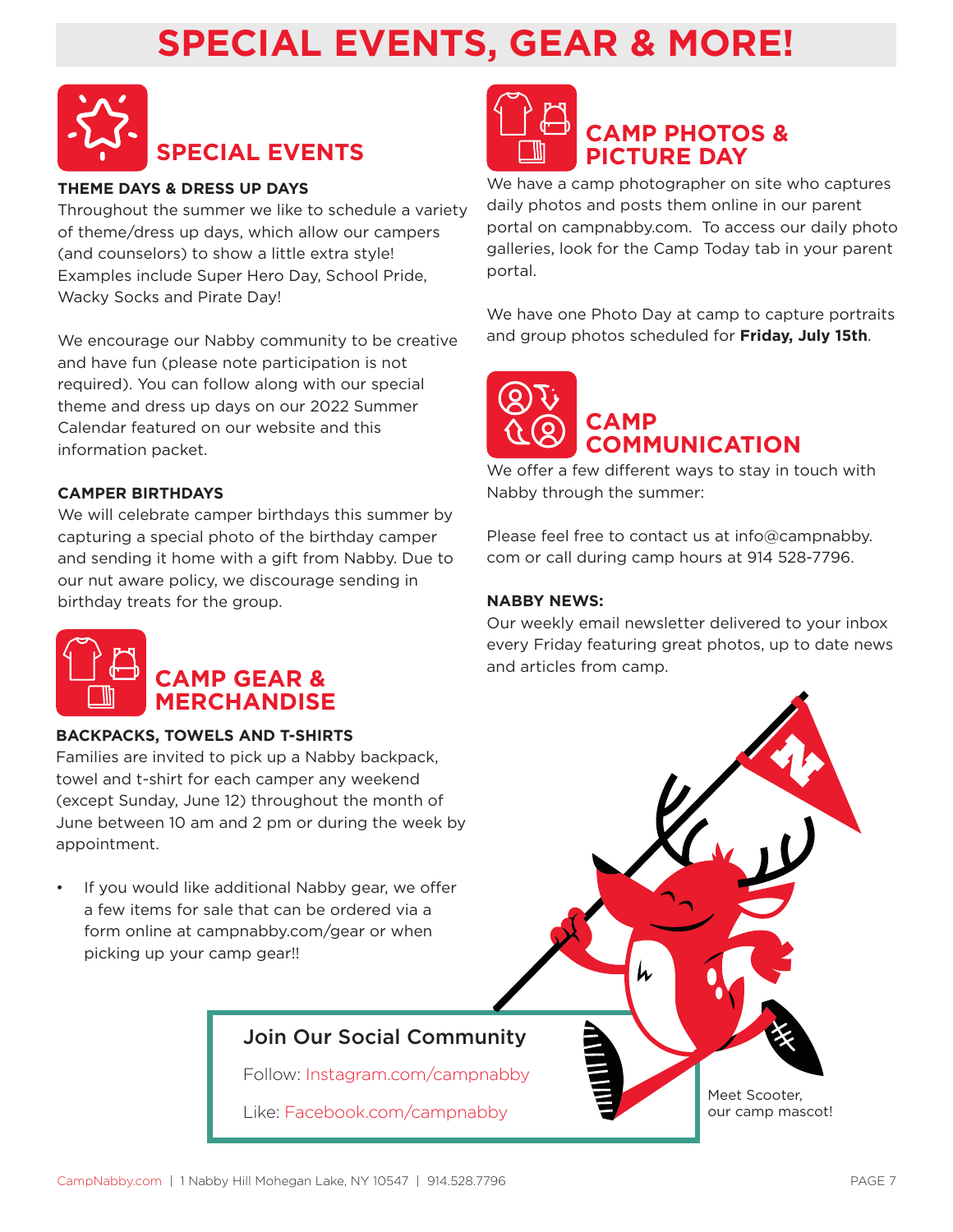# SPECIAL EVENTS, GEAR & MORE!

## SPECIAL EVENTS

**THEME DAYS & DRESS UP DAYS**

Throughout the summer we like to schedule a variety of theme/dress up days, which allow our campers (and counselors) to show a little extra style! Examples include Super Hero Day, School Pride, Wacky Socks and Pirate Day!

We encourage our Nabby community to be creative and have fun (please note participation is not required). You can follow along with our special theme and dress up days on our 2022 Summer Calendar featured on our website and this information packet.

**CAMPER BIRTHDAYS**

We will celebrate camper birthdays this summer by capturing a special photo of the birthday camper and sending it home with a gift from Nabby. Due to our nut aware policy, we discourage sending in birthday treats for the group.

## CAMP GEAR & MERCHANDISE

**BACKPACKS, TOWELS AND T-SHIRTS**

Families are invited to pick up a Nabby backpack, towel and t-shirt for each camper any weekend (except Sunday, June 12) throughout the month of June between 10 am and 2 pm or during the week by appointment.

- If you would like additional Nabby gear, we offer a few items for sale that can be ordered via a form online at campnabby.com/gear or when picking up your camp gear!!

## CAMP PHOTOS & PICTURE DAY

We have a camp photographer on site who captures daily photos and posts them online in our parent portal on campnabby.com. To access our daily photo galleries, look for the Camp Today tab in your parent portal.

We have one Photo Day at camp to capture portraits and group photos scheduled for **Friday, July 15th**.

## CAMP COMMUNICATION

We offer a few different ways to stay in touch with Nabby through the summer:

Please feel free to contact us at info@campnabby.com or call during camp hours at 914 528-7796.

**NABBY NEWS:**

Our weekly email newsletter delivered to your inbox every Friday featuring great photos, up to date news and articles from camp.

### Join Our Social Community

Follow: Instagram.com/campnabby

Like: Facebook.com/campnabby

Meet Scooter, our camp mascot!